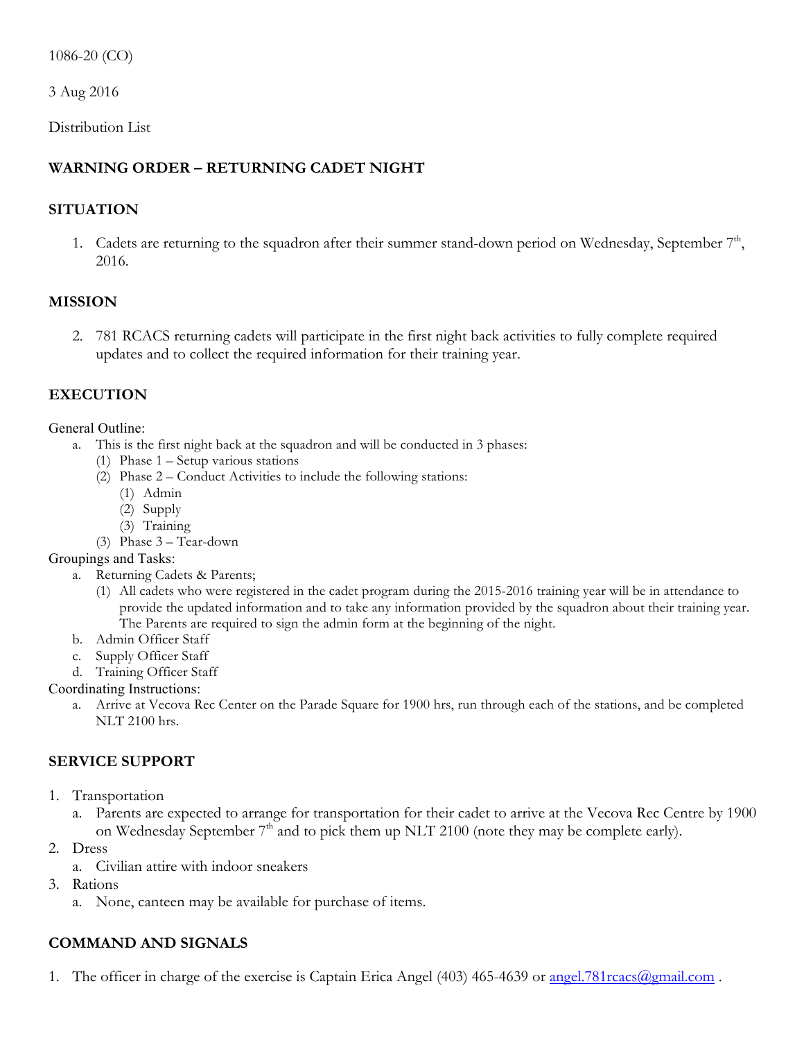1086-20 (CO)

3 Aug 2016

Distribution List

**WARNING ORDER – RETURNING CADET NIGHT**

**SITUATION**

1. Cadets are returning to the squadron after their summer stand-down period on Wednesday, September 7th, 2016.

**MISSION**

2. 781 RCACS returning cadets will participate in the first night back activities to fully complete required updates and to collect the required information for their training year.

**EXECUTION**

General Outline:

- a. This is the first night back at the squadron and will be conducted in 3 phases:
  - (1) Phase 1 – Setup various stations
  - (2) Phase 2 – Conduct Activities to include the following stations:
    - (1) Admin
    - (2) Supply
    - (3) Training
  - (3) Phase 3 – Tear-down

Groupings and Tasks:

- a. Returning Cadets & Parents;
  - (1) All cadets who were registered in the cadet program during the 2015-2016 training year will be in attendance to provide the updated information and to take any information provided by the squadron about their training year. The Parents are required to sign the admin form at the beginning of the night.
- b. Admin Officer Staff
- c. Supply Officer Staff
- d. Training Officer Staff

Coordinating Instructions:

- a. Arrive at Vecova Rec Center on the Parade Square for 1900 hrs, run through each of the stations, and be completed NLT 2100 hrs.

**SERVICE SUPPORT**

1. Transportation
   - a. Parents are expected to arrange for transportation for their cadet to arrive at the Vecova Rec Centre by 1900 on Wednesday September 7th and to pick them up NLT 2100 (note they may be complete early).
2. Dress
   - a. Civilian attire with indoor sneakers
3. Rations
   - a. None, canteen may be available for purchase of items.

**COMMAND AND SIGNALS**

1. The officer in charge of the exercise is Captain Erica Angel (403) 465-4639 or angel.781rcacs@gmail.com .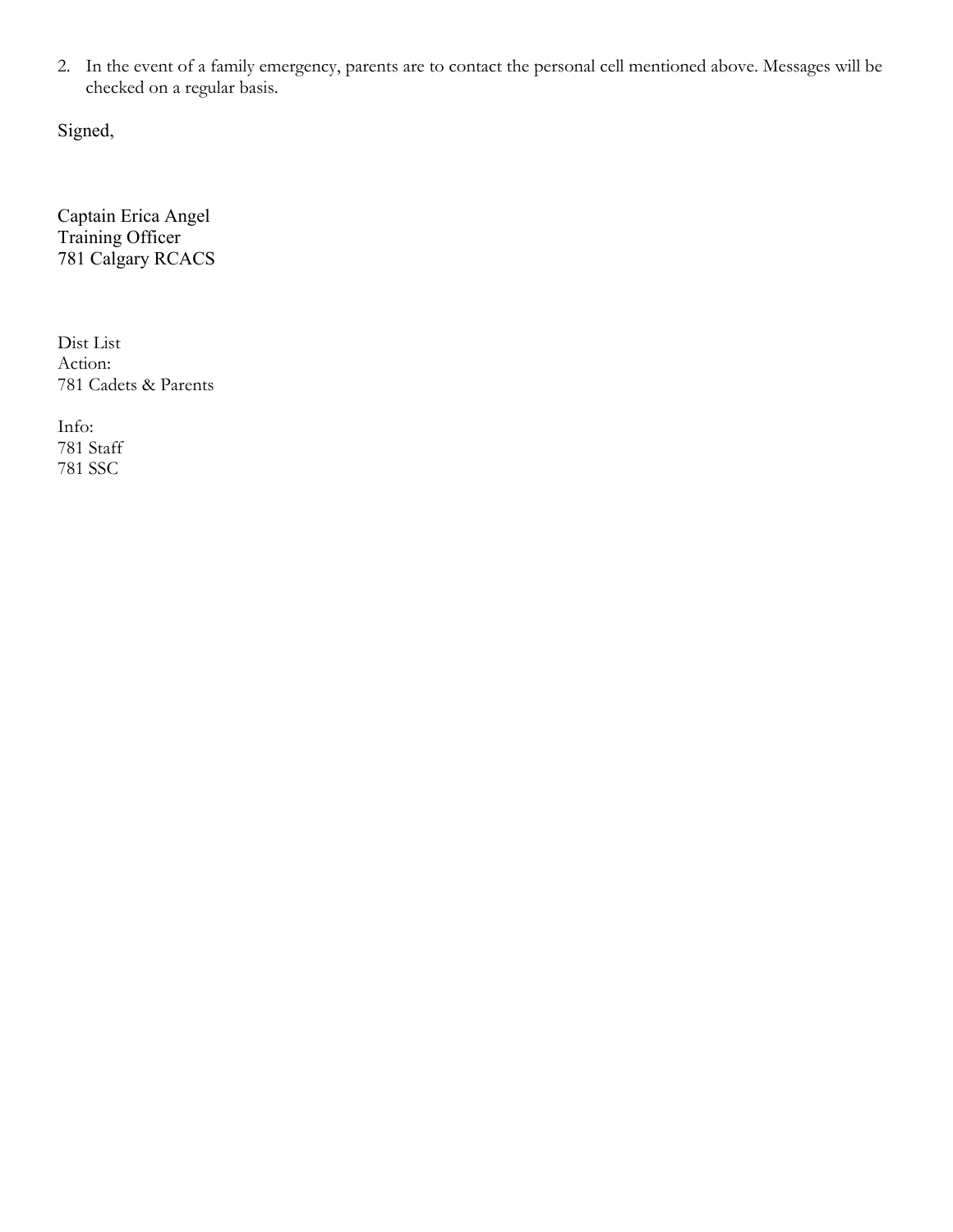2. In the event of a family emergency, parents are to contact the personal cell mentioned above. Messages will be checked on a regular basis.

Signed,

Captain Erica Angel
Training Officer
781 Calgary RCACS

Dist List
Action:
781 Cadets & Parents

Info:
781 Staff
781 SSC